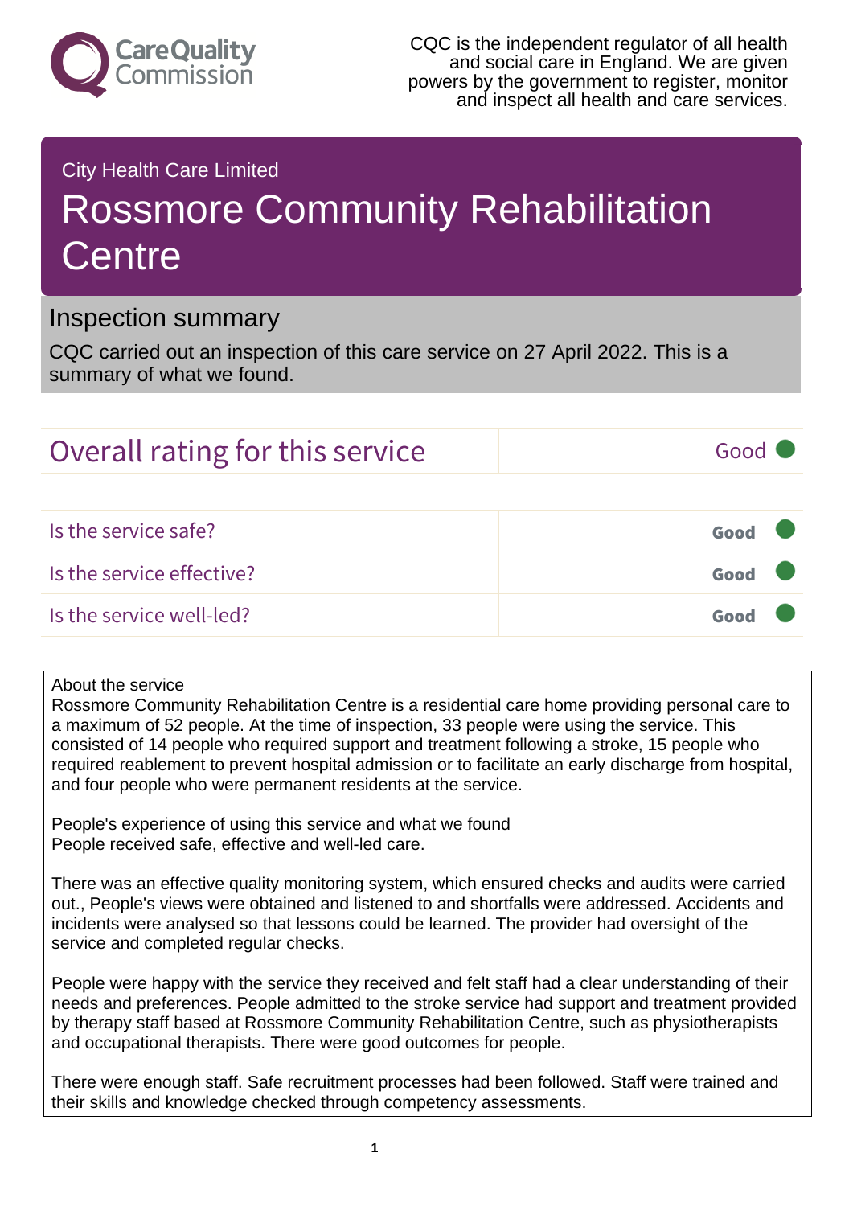Care Quality Commission

CQC is the independent regulator of all health and social care in England. We are given powers by the government to register, monitor and inspect all health and care services.

City Health Care Limited

# Rossmore Community Rehabilitation Centre

## Inspection summary

CQC carried out an inspection of this care service on 27 April 2022. This is a summary of what we found.

| Overall rating for this service | Good |
|---|---|

| | |
|---|---|
| Is the service safe? | Good |
| Is the service effective? | Good |
| Is the service well-led? | Good |

About the service
Rossmore Community Rehabilitation Centre is a residential care home providing personal care to a maximum of 52 people. At the time of inspection, 33 people were using the service. This consisted of 14 people who required support and treatment following a stroke, 15 people who required reablement to prevent hospital admission or to facilitate an early discharge from hospital, and four people who were permanent residents at the service.

People's experience of using this service and what we found
People received safe, effective and well-led care.

There was an effective quality monitoring system, which ensured checks and audits were carried out., People's views were obtained and listened to and shortfalls were addressed. Accidents and incidents were analysed so that lessons could be learned. The provider had oversight of the service and completed regular checks.

People were happy with the service they received and felt staff had a clear understanding of their needs and preferences. People admitted to the stroke service had support and treatment provided by therapy staff based at Rossmore Community Rehabilitation Centre, such as physiotherapists and occupational therapists. There were good outcomes for people.

There were enough staff. Safe recruitment processes had been followed. Staff were trained and their skills and knowledge checked through competency assessments.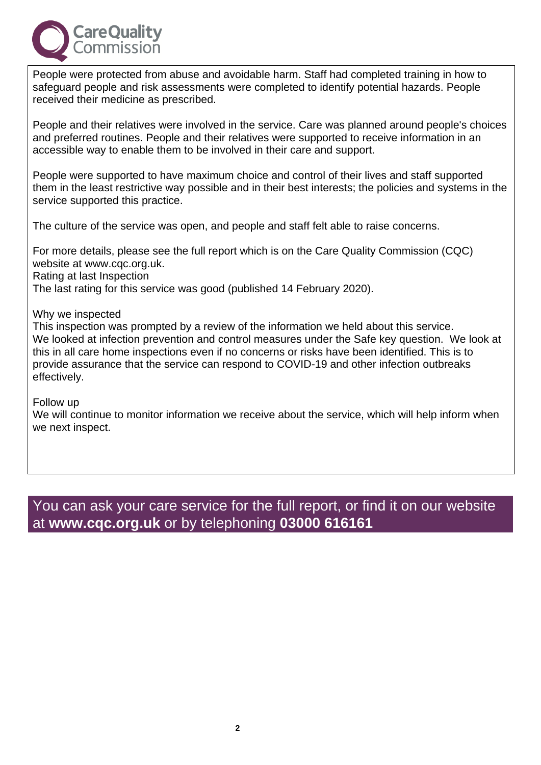People were protected from abuse and avoidable harm. Staff had completed training in how to safeguard people and risk assessments were completed to identify potential hazards. People received their medicine as prescribed.

People and their relatives were involved in the service. Care was planned around people's choices and preferred routines. People and their relatives were supported to receive information in an accessible way to enable them to be involved in their care and support.

People were supported to have maximum choice and control of their lives and staff supported them in the least restrictive way possible and in their best interests; the policies and systems in the service supported this practice.

The culture of the service was open, and people and staff felt able to raise concerns.

For more details, please see the full report which is on the Care Quality Commission (CQC) website at www.cqc.org.uk.
Rating at last Inspection
The last rating for this service was good (published 14 February 2020).

Why we inspected
This inspection was prompted by a review of the information we held about this service.
We looked at infection prevention and control measures under the Safe key question. We look at this in all care home inspections even if no concerns or risks have been identified. This is to provide assurance that the service can respond to COVID-19 and other infection outbreaks effectively.

Follow up
We will continue to monitor information we receive about the service, which will help inform when we next inspect.

You can ask your care service for the full report, or find it on our website at **www.cqc.org.uk** or by telephoning **03000 616161**